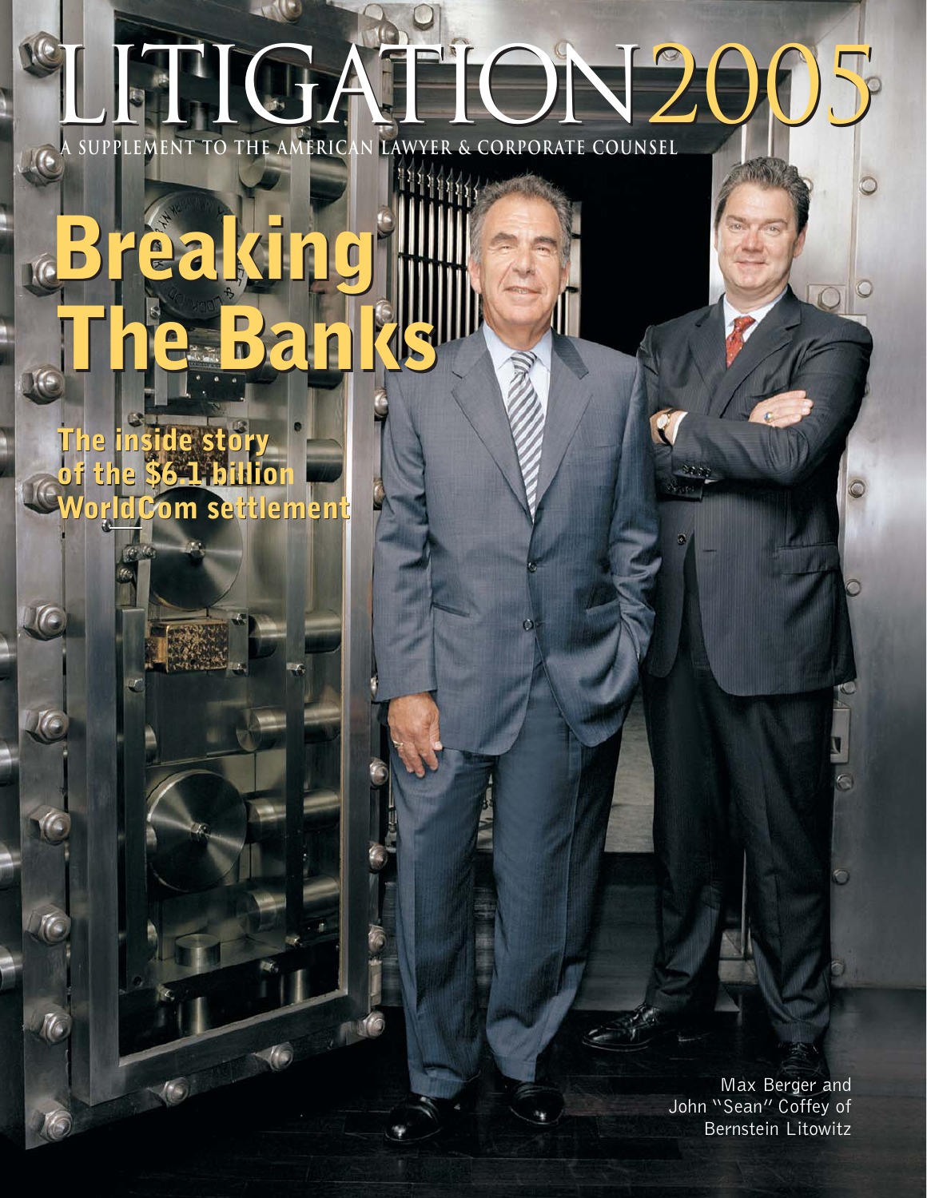# LITIGATION2005

A SUPPLEMENT TO THE AMERICAN LAWYER & CORPORATE COUNSEL

## Breaking The Banks

**The inside story of the $6.1 billion WorldCom settlement**

Max Berger and John "Sean" Coffey of Bernstein Litowitz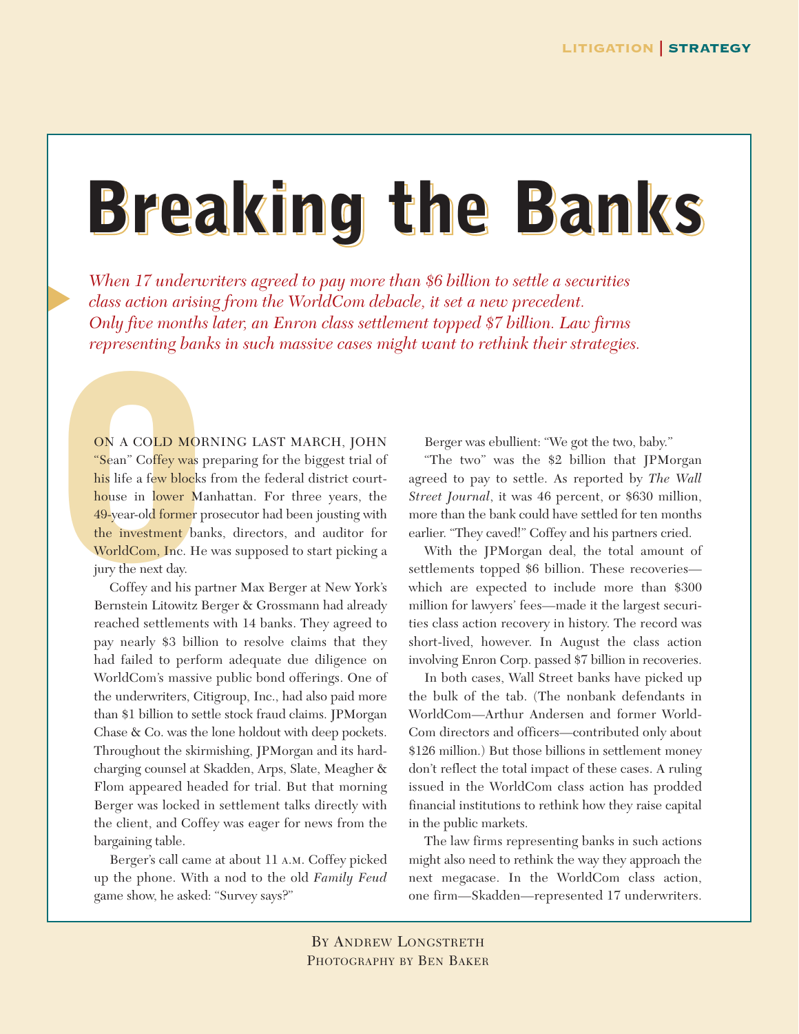# Breaking the Banks

*When 17 underwriters agreed to pay more than $6 billion to settle a securities class action arising from the WorldCom debacle, it set a new precedent. Only five months later, an Enron class settlement topped $7 billion. Law firms representing banks in such massive cases might want to rethink their strategies.*

By Andrew Longstreth
Photography by Ben Baker

ON A COLD MORNING LAST MARCH, JOHN "Sean" Coffey was preparing for the biggest trial of his life a few blocks from the federal district courthouse in lower Manhattan. For three years, the 49-year-old former prosecutor had been jousting with the investment banks, directors, and auditor for WorldCom, Inc. He was supposed to start picking a jury the next day.

Coffey and his partner Max Berger at New York's Bernstein Litowitz Berger & Grossmann had already reached settlements with 14 banks. They agreed to pay nearly $3 billion to resolve claims that they had failed to perform adequate due diligence on WorldCom's massive public bond offerings. One of the underwriters, Citigroup, Inc., had also paid more than $1 billion to settle stock fraud claims. JPMorgan Chase & Co. was the lone holdout with deep pockets. Throughout the skirmishing, JPMorgan and its hard-charging counsel at Skadden, Arps, Slate, Meagher & Flom appeared headed for trial. But that morning Berger was locked in settlement talks directly with the client, and Coffey was eager for news from the bargaining table.

Berger's call came at about 11 A.M. Coffey picked up the phone. With a nod to the old *Family Feud* game show, he asked: "Survey says?"

Berger was ebullient: "We got the two, baby."

"The two" was the $2 billion that JPMorgan agreed to pay to settle. As reported by *The Wall Street Journal*, it was 46 percent, or $630 million, more than the bank could have settled for ten months earlier. "They caved!" Coffey and his partners cried.

With the JPMorgan deal, the total amount of settlements topped $6 billion. These recoveries—which are expected to include more than $300 million for lawyers' fees—made it the largest securities class action recovery in history. The record was short-lived, however. In August the class action involving Enron Corp. passed $7 billion in recoveries.

In both cases, Wall Street banks have picked up the bulk of the tab. (The nonbank defendants in WorldCom—Arthur Andersen and former WorldCom directors and officers—contributed only about $126 million.) But those billions in settlement money don't reflect the total impact of these cases. A ruling issued in the WorldCom class action has prodded financial institutions to rethink how they raise capital in the public markets.

The law firms representing banks in such actions might also need to rethink the way they approach the next megacase. In the WorldCom class action, one firm—Skadden—represented 17 underwriters.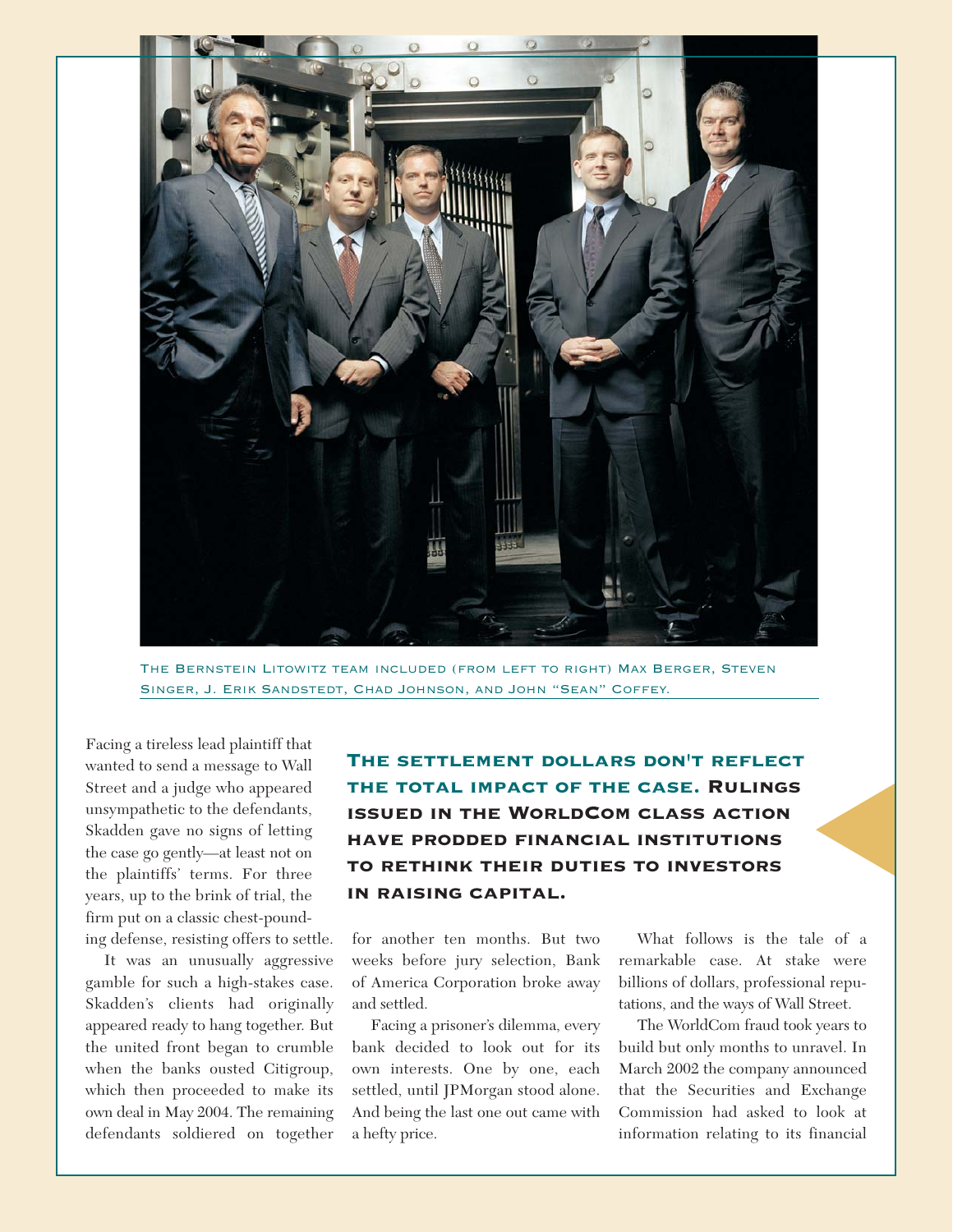The Bernstein Litowitz team included (from left to right) Max Berger, Steven Singer, J. Erik Sandstedt, Chad Johnson, and John "Sean" Coffey.

Facing a tireless lead plaintiff that wanted to send a message to Wall Street and a judge who appeared unsympathetic to the defendants, Skadden gave no signs of letting the case go gently—at least not on the plaintiffs' terms. For three years, up to the brink of trial, the firm put on a classic chest-pounding defense, resisting offers to settle.

It was an unusually aggressive gamble for such a high-stakes case. Skadden's clients had originally appeared ready to hang together. But the united front began to crumble when the banks ousted Citigroup, which then proceeded to make its own deal in May 2004. The remaining defendants soldiered on together for another ten months. But two weeks before jury selection, Bank of America Corporation broke away and settled.

**The settlement dollars don't reflect the total impact of the case. Rulings issued in the WorldCom class action have prodded financial institutions to rethink their duties to investors in raising capital.**

Facing a prisoner's dilemma, every bank decided to look out for its own interests. One by one, each settled, until JPMorgan stood alone. And being the last one out came with a hefty price.

What follows is the tale of a remarkable case. At stake were billions of dollars, professional reputations, and the ways of Wall Street.

The WorldCom fraud took years to build but only months to unravel. In March 2002 the company announced that the Securities and Exchange Commission had asked to look at information relating to its financial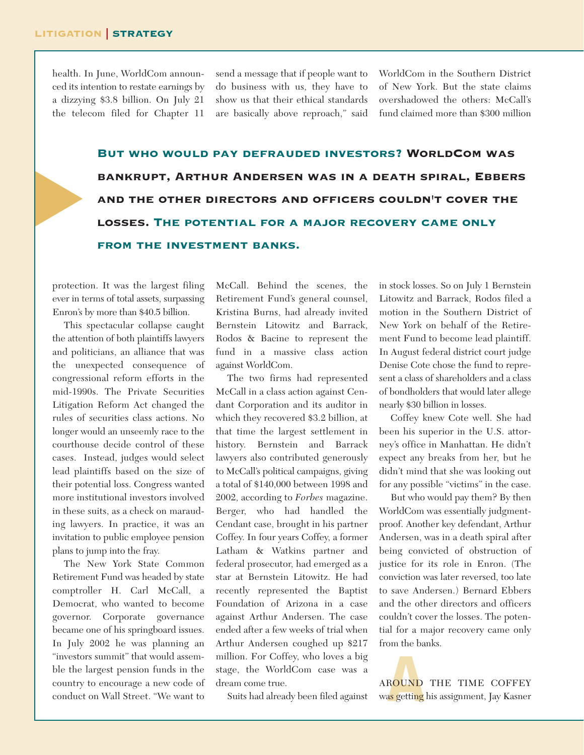health. In June, WorldCom announced its intention to restate earnings by a dizzying $3.8 billion. On July 21 the telecom filed for Chapter 11 protection. It was the largest filing ever in terms of total assets, surpassing Enron's by more than $40.5 billion.

This spectacular collapse caught the attention of both plaintiffs lawyers and politicians, an alliance that was the unexpected consequence of congressional reform efforts in the mid-1990s. The Private Securities Litigation Reform Act changed the rules of securities class actions. No longer would an unseemly race to the courthouse decide control of these cases. Instead, judges would select lead plaintiffs based on the size of their potential loss. Congress wanted more institutional investors involved in these suits, as a check on marauding lawyers. In practice, it was an invitation to public employee pension plans to jump into the fray.

The New York State Common Retirement Fund was headed by state comptroller H. Carl McCall, a Democrat, who wanted to become governor. Corporate governance became one of his springboard issues. In July 2002 he was planning an "investors summit" that would assemble the largest pension funds in the country to encourage a new code of conduct on Wall Street. "We want to send a message that if people want to do business with us, they have to show us that their ethical standards are basically above reproach," said McCall. Behind the scenes, the Retirement Fund's general counsel, Kristina Burns, had already invited Bernstein Litowitz and Barrack, Rodos & Bacine to represent the fund in a massive class action against WorldCom.

The two firms had represented McCall in a class action against Cendant Corporation and its auditor in which they recovered $3.2 billion, at that time the largest settlement in history. Bernstein and Barrack lawyers also contributed generously to McCall's political campaigns, giving a total of $140,000 between 1998 and 2002, according to *Forbes* magazine. Berger, who had handled the Cendant case, brought in his partner Coffey. In four years Coffey, a former Latham & Watkins partner and federal prosecutor, had emerged as a star at Bernstein Litowitz. He had recently represented the Baptist Foundation of Arizona in a case against Arthur Andersen. The case ended after a few weeks of trial when Arthur Andersen coughed up $217 million. For Coffey, who loves a big stage, the WorldCom case was a dream come true.

**But who would pay defrauded investors? WorldCom was bankrupt, Arthur Andersen was in a death spiral, Ebbers and the other directors and officers couldn't cover the losses. The potential for a major recovery came only from the investment banks.**

Suits had already been filed against WorldCom in the Southern District of New York. But the state claims overshadowed the others: McCall's fund claimed more than $300 million in stock losses. So on July 1 Bernstein Litowitz and Barrack, Rodos filed a motion in the Southern District of New York on behalf of the Retirement Fund to become lead plaintiff. In August federal district court judge Denise Cote chose the fund to represent a class of shareholders and a class of bondholders that would later allege nearly $30 billion in losses.

Coffey knew Cote well. She had been his superior in the U.S. attorney's office in Manhattan. He didn't expect any breaks from her, but he didn't mind that she was looking out for any possible "victims" in the case.

But who would pay them? By then WorldCom was essentially judgment-proof. Another key defendant, Arthur Andersen, was in a death spiral after being convicted of obstruction of justice for its role in Enron. (The conviction was later reversed, too late to save Andersen.) Bernard Ebbers and the other directors and officers couldn't cover the losses. The potential for a major recovery came only from the banks.

AROUND THE TIME COFFEY was getting his assignment, Jay Kasner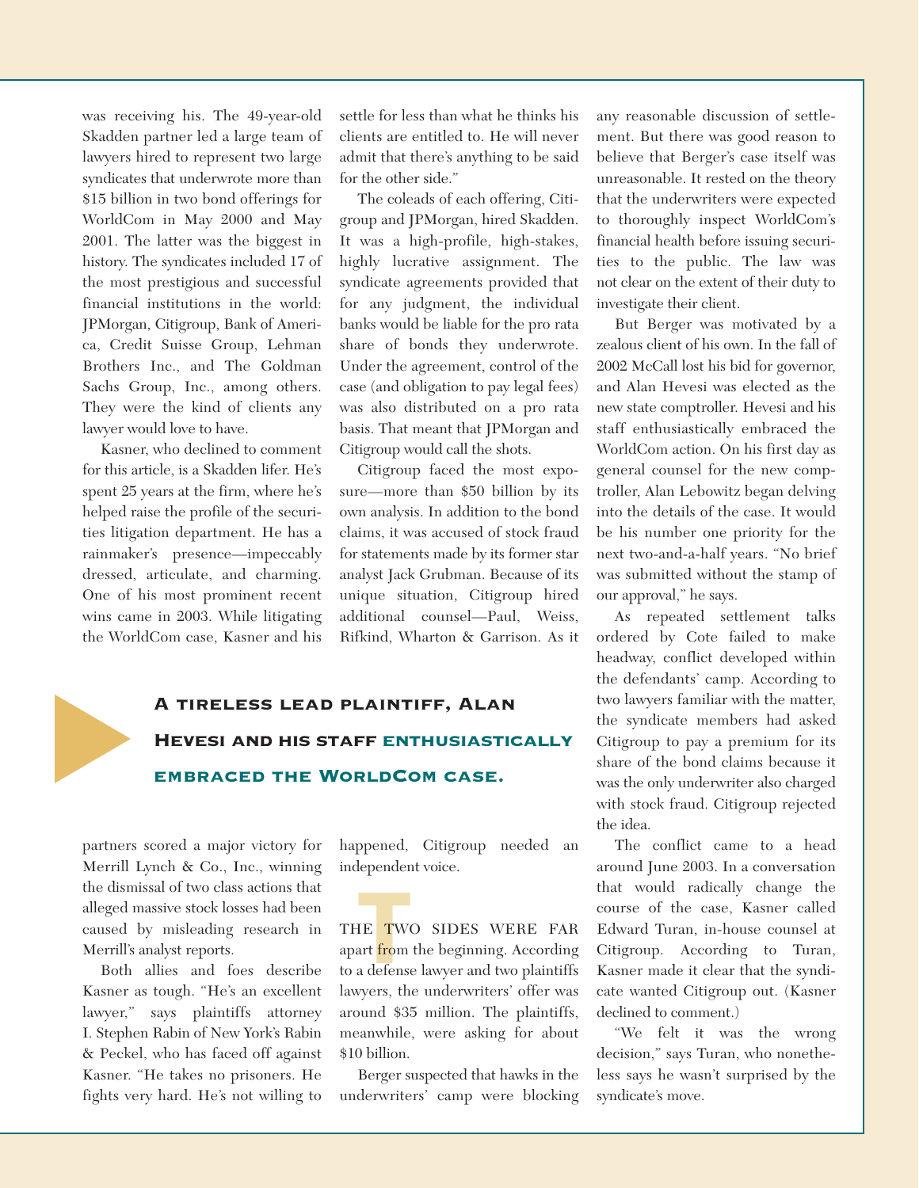was receiving his. The 49-year-old Skadden partner led a large team of lawyers hired to represent two large syndicates that underwrote more than $15 billion in two bond offerings for WorldCom in May 2000 and May 2001. The latter was the biggest in history. The syndicates included 17 of the most prestigious and successful financial institutions in the world: JPMorgan, Citigroup, Bank of America, Credit Suisse Group, Lehman Brothers Inc., and The Goldman Sachs Group, Inc., among others. They were the kind of clients any lawyer would love to have.

Kasner, who declined to comment for this article, is a Skadden lifer. He's spent 25 years at the firm, where he's helped raise the profile of the securities litigation department. He has a rainmaker's presence—impeccably dressed, articulate, and charming. One of his most prominent recent wins came in 2003. While litigating the WorldCom case, Kasner and his partners scored a major victory for Merrill Lynch & Co., Inc., winning the dismissal of two class actions that alleged massive stock losses had been caused by misleading research in Merrill's analyst reports.

Both allies and foes describe Kasner as tough. "He's an excellent lawyer," says plaintiffs attorney I. Stephen Rabin of New York's Rabin & Peckel, who has faced off against Kasner. "He takes no prisoners. He fights very hard. He's not willing to settle for less than what he thinks his clients are entitled to. He will never admit that there's anything to be said for the other side."

The coleads of each offering, Citigroup and JPMorgan, hired Skadden. It was a high-profile, high-stakes, highly lucrative assignment. The syndicate agreements provided that for any judgment, the individual banks would be liable for the pro rata share of bonds they underwrote. Under the agreement, control of the case (and obligation to pay legal fees) was also distributed on a pro rata basis. That meant that JPMorgan and Citigroup would call the shots.

Citigroup faced the most exposure—more than $50 billion by its own analysis. In addition to the bond claims, it was accused of stock fraud for statements made by its former star analyst Jack Grubman. Because of its unique situation, Citigroup hired additional counsel—Paul, Weiss, Rifkind, Wharton & Garrison. As it happened, Citigroup needed an independent voice.

**A tireless lead plaintiff, Alan Hevesi and his staff enthusiastically embraced the WorldCom case.**

THE TWO SIDES WERE FAR apart from the beginning. According to a defense lawyer and two plaintiffs lawyers, the underwriters' offer was around $35 million. The plaintiffs, meanwhile, were asking for about $10 billion.

Berger suspected that hawks in the underwriters' camp were blocking any reasonable discussion of settlement. But there was good reason to believe that Berger's case itself was unreasonable. It rested on the theory that the underwriters were expected to thoroughly inspect WorldCom's financial health before issuing securities to the public. The law was not clear on the extent of their duty to investigate their client.

But Berger was motivated by a zealous client of his own. In the fall of 2002 McCall lost his bid for governor, and Alan Hevesi was elected as the new state comptroller. Hevesi and his staff enthusiastically embraced the WorldCom action. On his first day as general counsel for the new comptroller, Alan Lebowitz began delving into the details of the case. It would be his number one priority for the next two-and-a-half years. "No brief was submitted without the stamp of our approval," he says.

As repeated settlement talks ordered by Cote failed to make headway, conflict developed within the defendants' camp. According to two lawyers familiar with the matter, the syndicate members had asked Citigroup to pay a premium for its share of the bond claims because it was the only underwriter also charged with stock fraud. Citigroup rejected the idea.

The conflict came to a head around June 2003. In a conversation that would radically change the course of the case, Kasner called Edward Turan, in-house counsel at Citigroup. According to Turan, Kasner made it clear that the syndicate wanted Citigroup out. (Kasner declined to comment.)

"We felt it was the wrong decision," says Turan, who nonetheless says he wasn't surprised by the syndicate's move.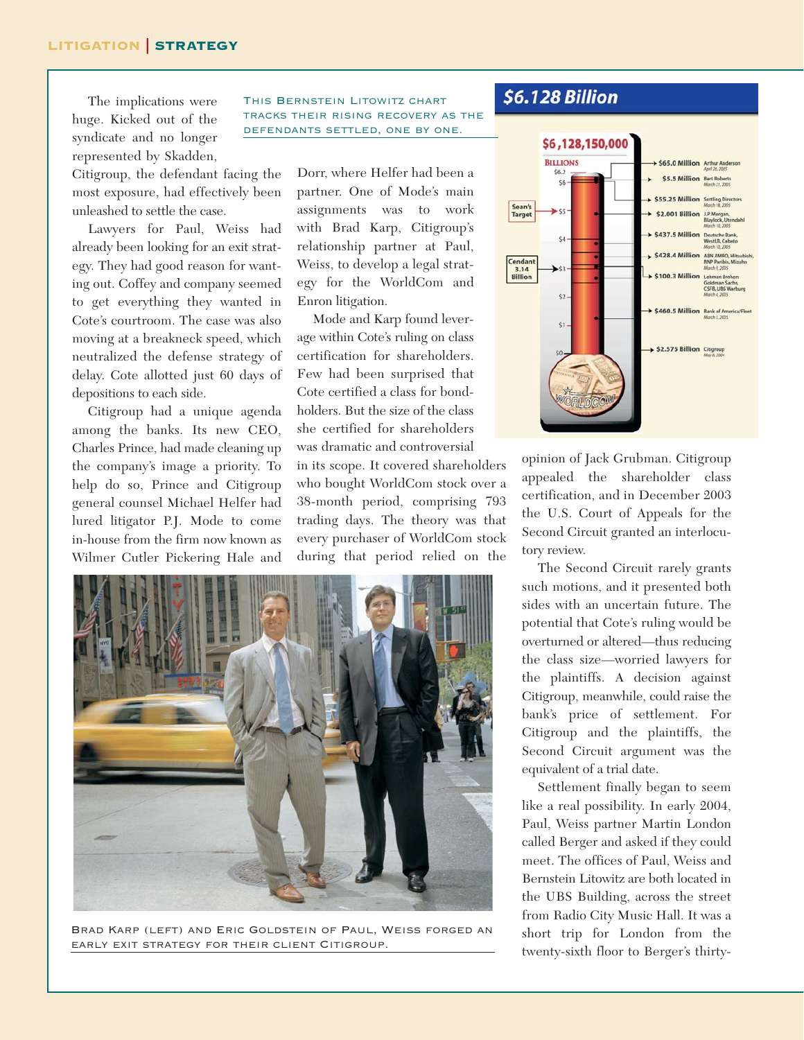The implications were huge. Kicked out of the syndicate and no longer represented by Skadden, Citigroup, the defendant facing the most exposure, had effectively been unleashed to settle the case.

Lawyers for Paul, Weiss had already been looking for an exit strategy. They had good reason for wanting out. Coffey and company seemed to get everything they wanted in Cote's courtroom. The case was also moving at a breakneck speed, which neutralized the defense strategy of delay. Cote allotted just 60 days of depositions to each side.

Citigroup had a unique agenda among the banks. Its new CEO, Charles Prince, had made cleaning up the company's image a priority. To help do so, Prince and Citigroup general counsel Michael Helfer had lured litigator P.J. Mode to come in-house from the firm now known as Wilmer Cutler Pickering Hale and Dorr, where Helfer had been a partner. One of Mode's main assignments was to work with Brad Karp, Citigroup's relationship partner at Paul, Weiss, to develop a legal strategy for the WorldCom and Enron litigation.

Mode and Karp found leverage within Cote's ruling on class certification for shareholders. Few had been surprised that Cote certified a class for bondholders. But the size of the class she certified for shareholders was dramatic and controversial in its scope. It covered shareholders who bought WorldCom stock over a 38-month period, comprising 793 trading days. The theory was that every purchaser of WorldCom stock during that period relied on the opinion of Jack Grubman. Citigroup appealed the shareholder class certification, and in December 2003 the U.S. Court of Appeals for the Second Circuit granted an interlocutory review.

THIS BERNSTEIN LITOWITZ CHART TRACKS THEIR RISING RECOVERY AS THE DEFENDANTS SETTLED, ONE BY ONE.

## *$6.128 Billion*

**$6,128,150,000**

BILLIONS

- $65.0 Million — Arthur Andersen, April 26, 2005
- $5.5 Million — Bert Roberts, March 21, 2005
- $55.25 Million — Settling Directors, March 18, 2005
- $2.001 Billion — J.P. Morgan, Blaylock, Utendahl, March 10, 2005
- $437.5 Million — Deutsche Bank, WestLB, Caboto, March 10, 2005
- $428.4 Million — ABN AMRO, Mitsubishi, BNP Paribas, Mizuho, March 9, 2005
- $100.3 Million — Lehman Brothers, Goldman Sachs, CSFB, UBS Warburg, March 4, 2005
- $460.5 Million — Bank of America/Fleet, March 1, 2005
- $2.575 Billion — Citigroup, May 10, 2004

Sean's Target: $5 · Cendant 3.14 Billion: $3

BRAD KARP (LEFT) AND ERIC GOLDSTEIN OF PAUL, WEISS FORGED AN EARLY EXIT STRATEGY FOR THEIR CLIENT CITIGROUP.

The Second Circuit rarely grants such motions, and it presented both sides with an uncertain future. The potential that Cote's ruling would be overturned or altered—thus reducing the class size—worried lawyers for the plaintiffs. A decision against Citigroup, meanwhile, could raise the bank's price of settlement. For Citigroup and the plaintiffs, the Second Circuit argument was the equivalent of a trial date.

Settlement finally began to seem like a real possibility. In early 2004, Paul, Weiss partner Martin London called Berger and asked if they could meet. The offices of Paul, Weiss and Bernstein Litowitz are both located in the UBS Building, across the street from Radio City Music Hall. It was a short trip for London from the twenty-sixth floor to Berger's thirty-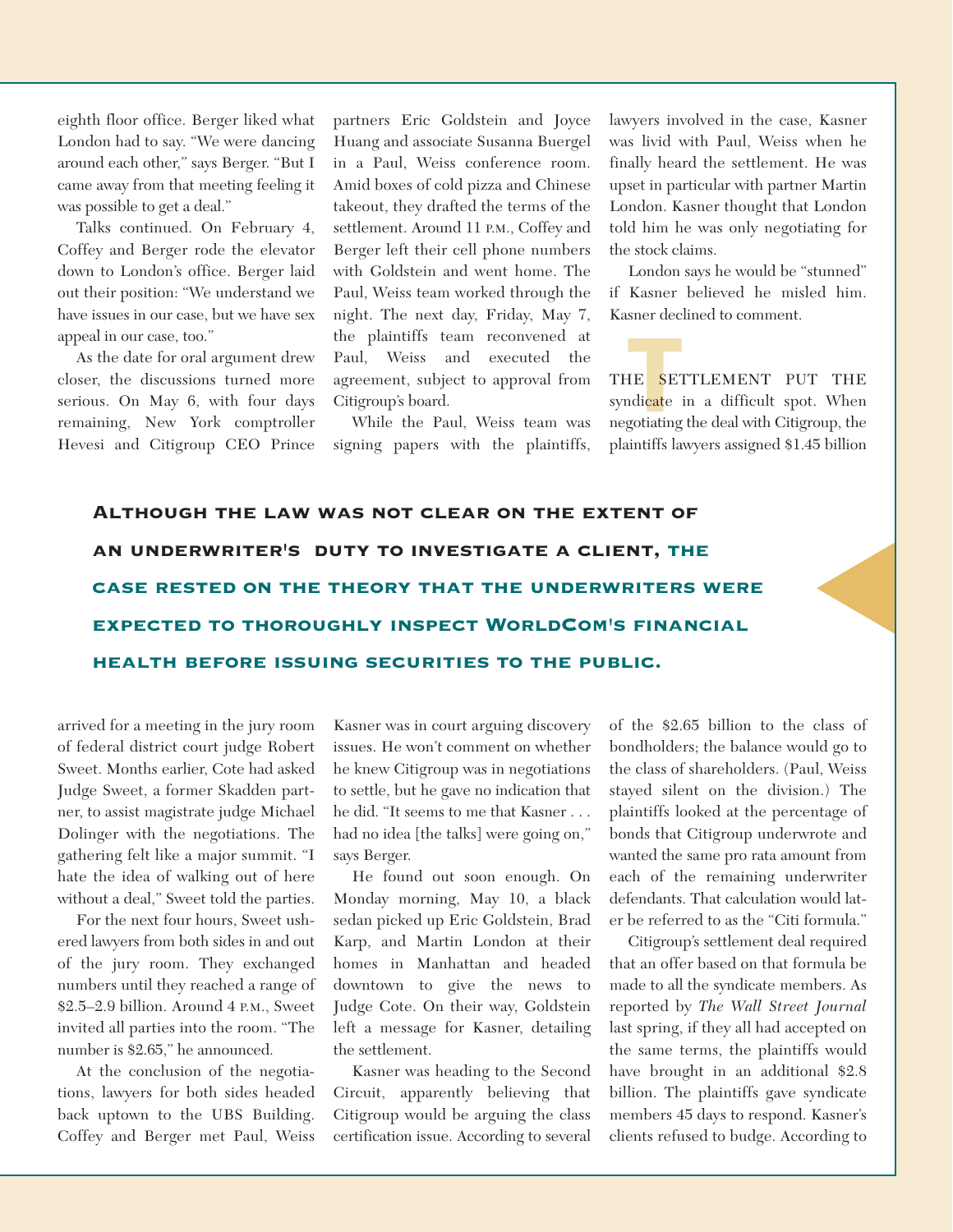eighth floor office. Berger liked what London had to say. "We were dancing around each other," says Berger. "But I came away from that meeting feeling it was possible to get a deal."

Talks continued. On February 4, Coffey and Berger rode the elevator down to London's office. Berger laid out their position: "We understand we have issues in our case, but we have sex appeal in our case, too."

As the date for oral argument drew closer, the discussions turned more serious. On May 6, with four days remaining, New York comptroller Hevesi and Citigroup CEO Prince arrived for a meeting in the jury room of federal district court judge Robert Sweet. Months earlier, Cote had asked Judge Sweet, a former Skadden partner, to assist magistrate judge Michael Dolinger with the negotiations. The gathering felt like a major summit. "I hate the idea of walking out of here without a deal," Sweet told the parties.

For the next four hours, Sweet ushered lawyers from both sides in and out of the jury room. They exchanged numbers until they reached a range of $2.5–2.9 billion. Around 4 P.M., Sweet invited all parties into the room. "The number is $2.65," he announced.

At the conclusion of the negotiations, lawyers for both sides headed back uptown to the UBS Building. Coffey and Berger met Paul, Weiss partners Eric Goldstein and Joyce Huang and associate Susanna Buergel in a Paul, Weiss conference room. Amid boxes of cold pizza and Chinese takeout, they drafted the terms of the settlement. Around 11 P.M., Coffey and Berger left their cell phone numbers with Goldstein and went home. The Paul, Weiss team worked through the night. The next day, Friday, May 7, the plaintiffs team reconvened at Paul, Weiss and executed the agreement, subject to approval from Citigroup's board.

While the Paul, Weiss team was signing papers with the plaintiffs, Kasner was in court arguing discovery issues. He won't comment on whether he knew Citigroup was in negotiations to settle, but he gave no indication that he did. "It seems to me that Kasner . . . had no idea [the talks] were going on," says Berger.

He found out soon enough. On Monday morning, May 10, a black sedan picked up Eric Goldstein, Brad Karp, and Martin London at their homes in Manhattan and headed downtown to give the news to Judge Cote. On their way, Goldstein left a message for Kasner, detailing the settlement.

Kasner was heading to the Second Circuit, apparently believing that Citigroup would be arguing the class certification issue. According to several lawyers involved in the case, Kasner was livid with Paul, Weiss when he finally heard the settlement. He was upset in particular with partner Martin London. Kasner thought that London told him he was only negotiating for the stock claims.

London says he would be "stunned" if Kasner believed he misled him. Kasner declined to comment.

**Although the law was not clear on the extent of an underwriter's duty to investigate a client, the case rested on the theory that the underwriters were expected to thoroughly inspect WorldCom's financial health before issuing securities to the public.**

THE SETTLEMENT PUT THE syndicate in a difficult spot. When negotiating the deal with Citigroup, the plaintiffs lawyers assigned $1.45 billion of the $2.65 billion to the class of bondholders; the balance would go to the class of shareholders. (Paul, Weiss stayed silent on the division.) The plaintiffs looked at the percentage of bonds that Citigroup underwrote and wanted the same pro rata amount from each of the remaining underwriter defendants. That calculation would later be referred to as the "Citi formula."

Citigroup's settlement deal required that an offer based on that formula be made to all the syndicate members. As reported by *The Wall Street Journal* last spring, if they all had accepted on the same terms, the plaintiffs would have brought in an additional $2.8 billion. The plaintiffs gave syndicate members 45 days to respond. Kasner's clients refused to budge. According to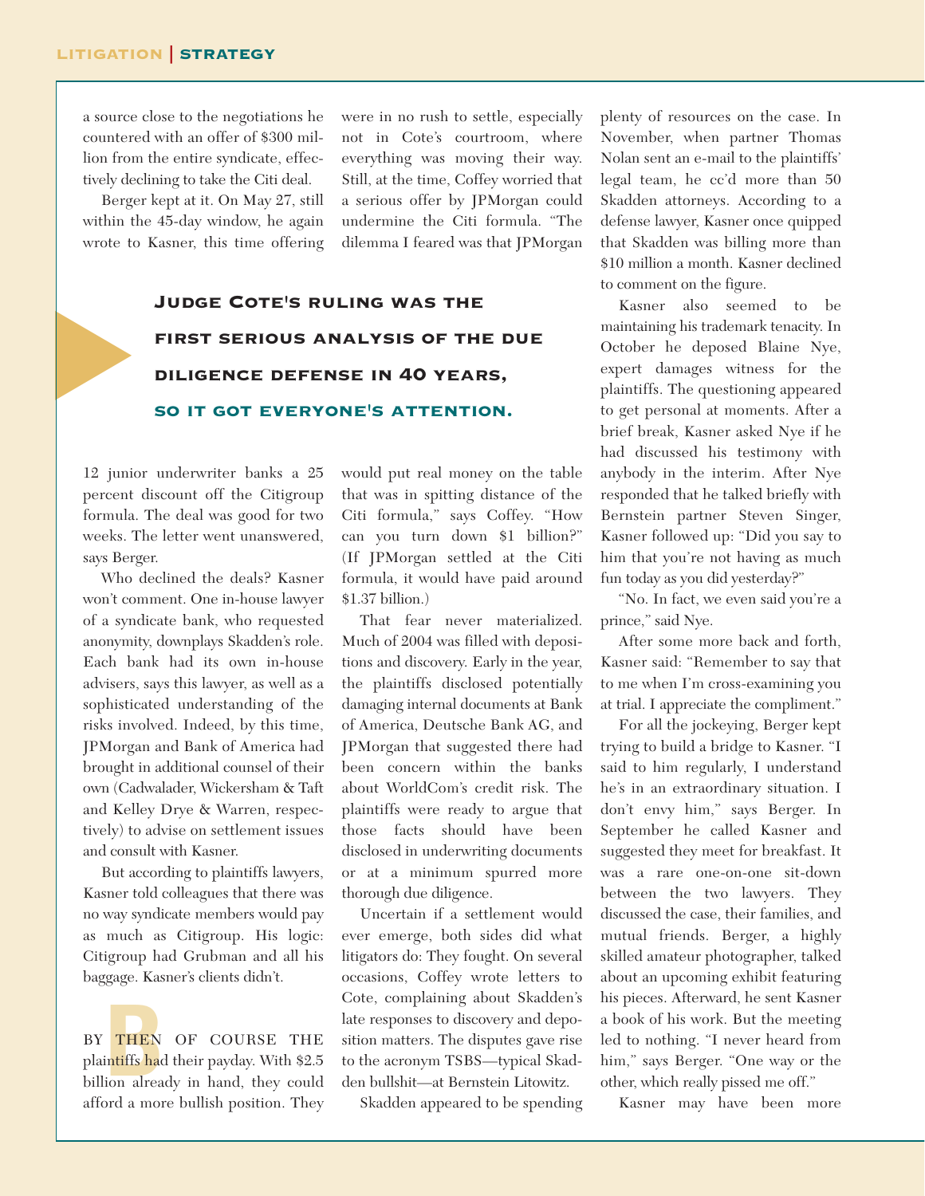a source close to the negotiations he countered with an offer of $300 million from the entire syndicate, effectively declining to take the Citi deal.

Berger kept at it. On May 27, still within the 45-day window, he again wrote to Kasner, this time offering 12 junior underwriter banks a 25 percent discount off the Citigroup formula. The deal was good for two weeks. The letter went unanswered, says Berger.

Who declined the deals? Kasner won't comment. One in-house lawyer of a syndicate bank, who requested anonymity, downplays Skadden's role. Each bank had its own in-house advisers, says this lawyer, as well as a sophisticated understanding of the risks involved. Indeed, by this time, JPMorgan and Bank of America had brought in additional counsel of their own (Cadwalader, Wickersham & Taft and Kelley Drye & Warren, respectively) to advise on settlement issues and consult with Kasner.

But according to plaintiffs lawyers, Kasner told colleagues that there was no way syndicate members would pay as much as Citigroup. His logic: Citigroup had Grubman and all his baggage. Kasner's clients didn't.

**Judge Cote's ruling was the first serious analysis of the due diligence defense in 40 years, so it got everyone's attention.**

BY THEN OF COURSE THE plaintiffs had their payday. With $2.5 billion already in hand, they could afford a more bullish position. They were in no rush to settle, especially not in Cote's courtroom, where everything was moving their way. Still, at the time, Coffey worried that a serious offer by JPMorgan could undermine the Citi formula. "The dilemma I feared was that JPMorgan would put real money on the table that was in spitting distance of the Citi formula," says Coffey. "How can you turn down $1 billion?" (If JPMorgan settled at the Citi formula, it would have paid around $1.37 billion.)

That fear never materialized. Much of 2004 was filled with depositions and discovery. Early in the year, the plaintiffs disclosed potentially damaging internal documents at Bank of America, Deutsche Bank AG, and JPMorgan that suggested there had been concern within the banks about WorldCom's credit risk. The plaintiffs were ready to argue that those facts should have been disclosed in underwriting documents or at a minimum spurred more thorough due diligence.

Uncertain if a settlement would ever emerge, both sides did what litigators do: They fought. On several occasions, Coffey wrote letters to Cote, complaining about Skadden's late responses to discovery and deposition matters. The disputes gave rise to the acronym TSBS—typical Skadden bullshit—at Bernstein Litowitz.

Skadden appeared to be spending plenty of resources on the case. In November, when partner Thomas Nolan sent an e-mail to the plaintiffs' legal team, he cc'd more than 50 Skadden attorneys. According to a defense lawyer, Kasner once quipped that Skadden was billing more than $10 million a month. Kasner declined to comment on the figure.

Kasner also seemed to be maintaining his trademark tenacity. In October he deposed Blaine Nye, expert damages witness for the plaintiffs. The questioning appeared to get personal at moments. After a brief break, Kasner asked Nye if he had discussed his testimony with anybody in the interim. After Nye responded that he talked briefly with Bernstein partner Steven Singer, Kasner followed up: "Did you say to him that you're not having as much fun today as you did yesterday?"

"No. In fact, we even said you're a prince," said Nye.

After some more back and forth, Kasner said: "Remember to say that to me when I'm cross-examining you at trial. I appreciate the compliment."

For all the jockeying, Berger kept trying to build a bridge to Kasner. "I said to him regularly, I understand he's in an extraordinary situation. I don't envy him," says Berger. In September he called Kasner and suggested they meet for breakfast. It was a rare one-on-one sit-down between the two lawyers. They discussed the case, their families, and mutual friends. Berger, a highly skilled amateur photographer, talked about an upcoming exhibit featuring his pieces. Afterward, he sent Kasner a book of his work. But the meeting led to nothing. "I never heard from him," says Berger. "One way or the other, which really pissed me off."

Kasner may have been more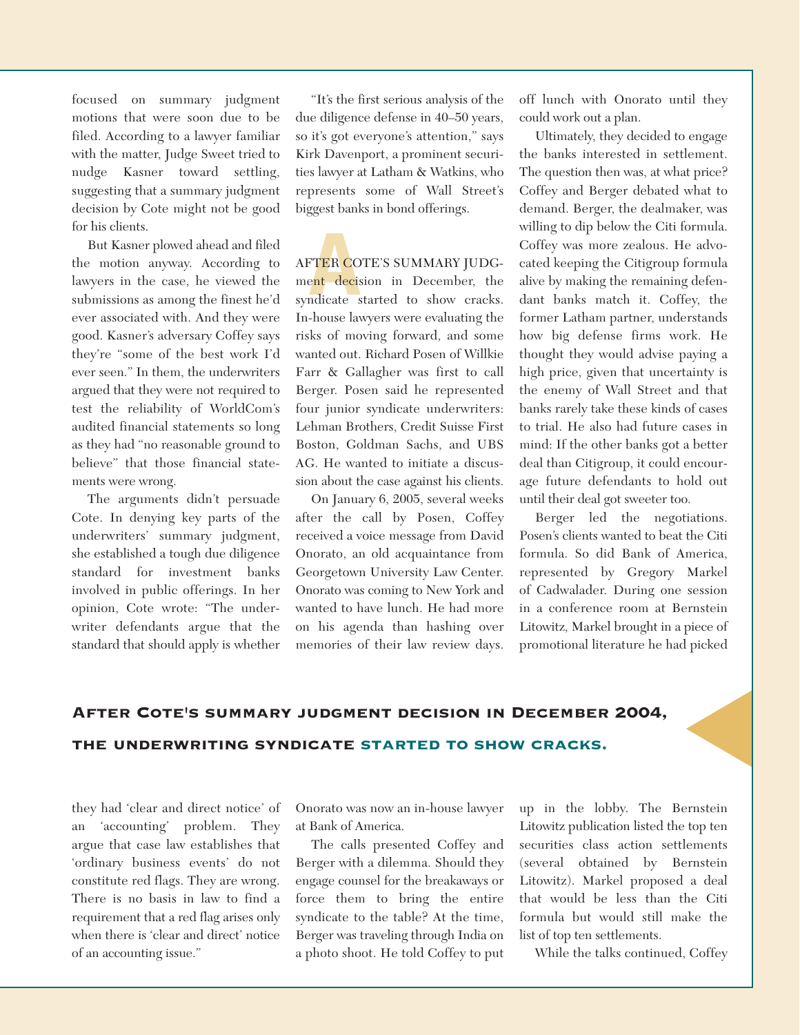focused on summary judgment motions that were soon due to be filed. According to a lawyer familiar with the matter, Judge Sweet tried to nudge Kasner toward settling, suggesting that a summary judgment decision by Cote might not be good for his clients.

But Kasner plowed ahead and filed the motion anyway. According to lawyers in the case, he viewed the submissions as among the finest he'd ever associated with. And they were good. Kasner's adversary Coffey says they're "some of the best work I'd ever seen." In them, the underwriters argued that they were not required to test the reliability of WorldCom's audited financial statements so long as they had "no reasonable ground to believe" that those financial statements were wrong.

The arguments didn't persuade Cote. In denying key parts of the underwriters' summary judgment, she established a tough due diligence standard for investment banks involved in public offerings. In her opinion, Cote wrote: "The underwriter defendants argue that the standard that should apply is whether they had 'clear and direct notice' of an 'accounting' problem. They argue that case law establishes that 'ordinary business events' do not constitute red flags. They are wrong. There is no basis in law to find a requirement that a red flag arises only when there is 'clear and direct' notice of an accounting issue."

"It's the first serious analysis of the due diligence defense in 40–50 years, so it's got everyone's attention," says Kirk Davenport, a prominent securities lawyer at Latham & Watkins, who represents some of Wall Street's biggest banks in bond offerings.

AFTER COTE'S SUMMARY JUDGMENT decision in December, the syndicate started to show cracks. In-house lawyers were evaluating the risks of moving forward, and some wanted out. Richard Posen of Willkie Farr & Gallagher was first to call Berger. Posen said he represented four junior syndicate underwriters: Lehman Brothers, Credit Suisse First Boston, Goldman Sachs, and UBS AG. He wanted to initiate a discussion about the case against his clients.

On January 6, 2005, several weeks after the call by Posen, Coffey received a voice message from David Onorato, an old acquaintance from Georgetown University Law Center. Onorato was coming to New York and wanted to have lunch. He had more on his agenda than hashing over memories of their law review days. Onorato was now an in-house lawyer at Bank of America.

The calls presented Coffey and Berger with a dilemma. Should they engage counsel for the breakaways or force them to bring the entire syndicate to the table? At the time, Berger was traveling through India on a photo shoot. He told Coffey to put off lunch with Onorato until they could work out a plan.

Ultimately, they decided to engage the banks interested in settlement. The question then was, at what price? Coffey and Berger debated what to demand. Berger, the dealmaker, was willing to dip below the Citi formula. Coffey was more zealous. He advocated keeping the Citigroup formula alive by making the remaining defendant banks match it. Coffey, the former Latham partner, understands how big defense firms work. He thought they would advise paying a high price, given that uncertainty is the enemy of Wall Street and that banks rarely take these kinds of cases to trial. He also had future cases in mind: If the other banks got a better deal than Citigroup, it could encourage future defendants to hold out until their deal got sweeter too.

Berger led the negotiations. Posen's clients wanted to beat the Citi formula. So did Bank of America, represented by Gregory Markel of Cadwalader. During one session in a conference room at Bernstein Litowitz, Markel brought in a piece of promotional literature he had picked up in the lobby. The Bernstein Litowitz publication listed the top ten securities class action settlements (several obtained by Bernstein Litowitz). Markel proposed a deal that would be less than the Citi formula but would still make the list of top ten settlements.

While the talks continued, Coffey

**After Cote's summary judgment decision in December 2004, the underwriting syndicate started to show cracks.**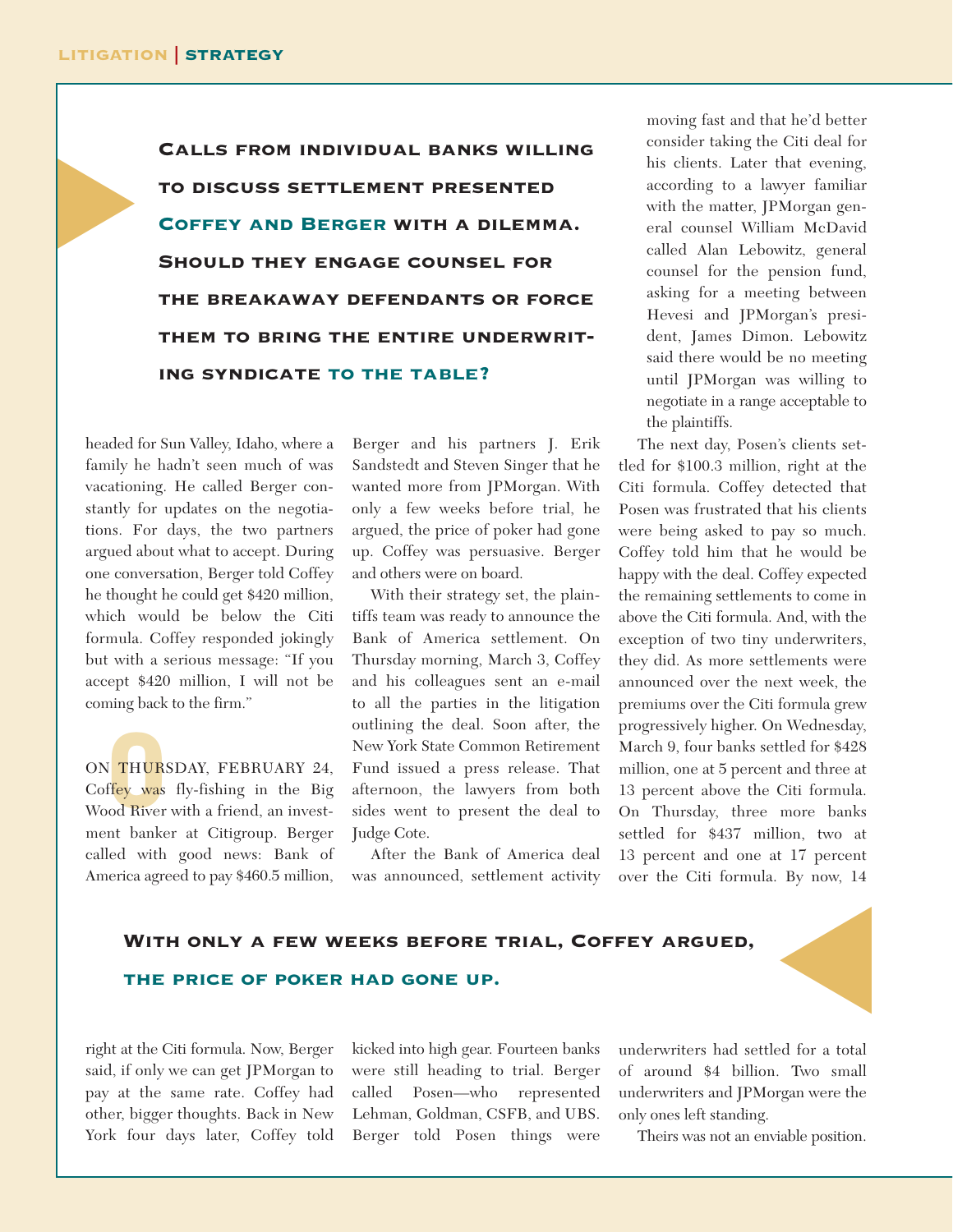> **Calls from individual banks willing to discuss settlement presented Coffey and Berger with a dilemma. Should they engage counsel for the breakaway defendants or force them to bring the entire underwriting syndicate to the table?**

headed for Sun Valley, Idaho, where a family he hadn't seen much of was vacationing. He called Berger constantly for updates on the negotiations. For days, the two partners argued about what to accept. During one conversation, Berger told Coffey he thought he could get $420 million, which would be below the Citi formula. Coffey responded jokingly but with a serious message: "If you accept $420 million, I will not be coming back to the firm."

ON THURSDAY, FEBRUARY 24, Coffey was fly-fishing in the Big Wood River with a friend, an investment banker at Citigroup. Berger called with good news: Bank of America agreed to pay $460.5 million, right at the Citi formula. Now, Berger said, if only we can get JPMorgan to pay at the same rate. Coffey had other, bigger thoughts. Back in New York four days later, Coffey told Berger and his partners J. Erik Sandstedt and Steven Singer that he wanted more from JPMorgan. With only a few weeks before trial, he argued, the price of poker had gone up. Coffey was persuasive. Berger and others were on board.

With their strategy set, the plaintiffs team was ready to announce the Bank of America settlement. On Thursday morning, March 3, Coffey and his colleagues sent an e-mail to all the parties in the litigation outlining the deal. Soon after, the New York State Common Retirement Fund issued a press release. That afternoon, the lawyers from both sides went to present the deal to Judge Cote.

After the Bank of America deal was announced, settlement activity kicked into high gear. Fourteen banks were still heading to trial. Berger called Posen—who represented Lehman, Goldman, CSFB, and UBS. Berger told Posen things were moving fast and that he'd better consider taking the Citi deal for his clients. Later that evening, according to a lawyer familiar with the matter, JPMorgan general counsel William McDavid called Alan Lebowitz, general counsel for the pension fund, asking for a meeting between Hevesi and JPMorgan's president, James Dimon. Lebowitz said there would be no meeting until JPMorgan was willing to negotiate in a range acceptable to the plaintiffs.

The next day, Posen's clients settled for $100.3 million, right at the Citi formula. Coffey detected that Posen was frustrated that his clients were being asked to pay so much. Coffey told him that he would be happy with the deal. Coffey expected the remaining settlements to come in above the Citi formula. And, with the exception of two tiny underwriters, they did. As more settlements were announced over the next week, the premiums over the Citi formula grew progressively higher. On Wednesday, March 9, four banks settled for $428 million, one at 5 percent and three at 13 percent above the Citi formula. On Thursday, three more banks settled for $437 million, two at 13 percent and one at 17 percent over the Citi formula. By now, 14 underwriters had settled for a total of around $4 billion. Two small underwriters and JPMorgan were the only ones left standing.

Theirs was not an enviable position.

> **With only a few weeks before trial, Coffey argued, the price of poker had gone up.**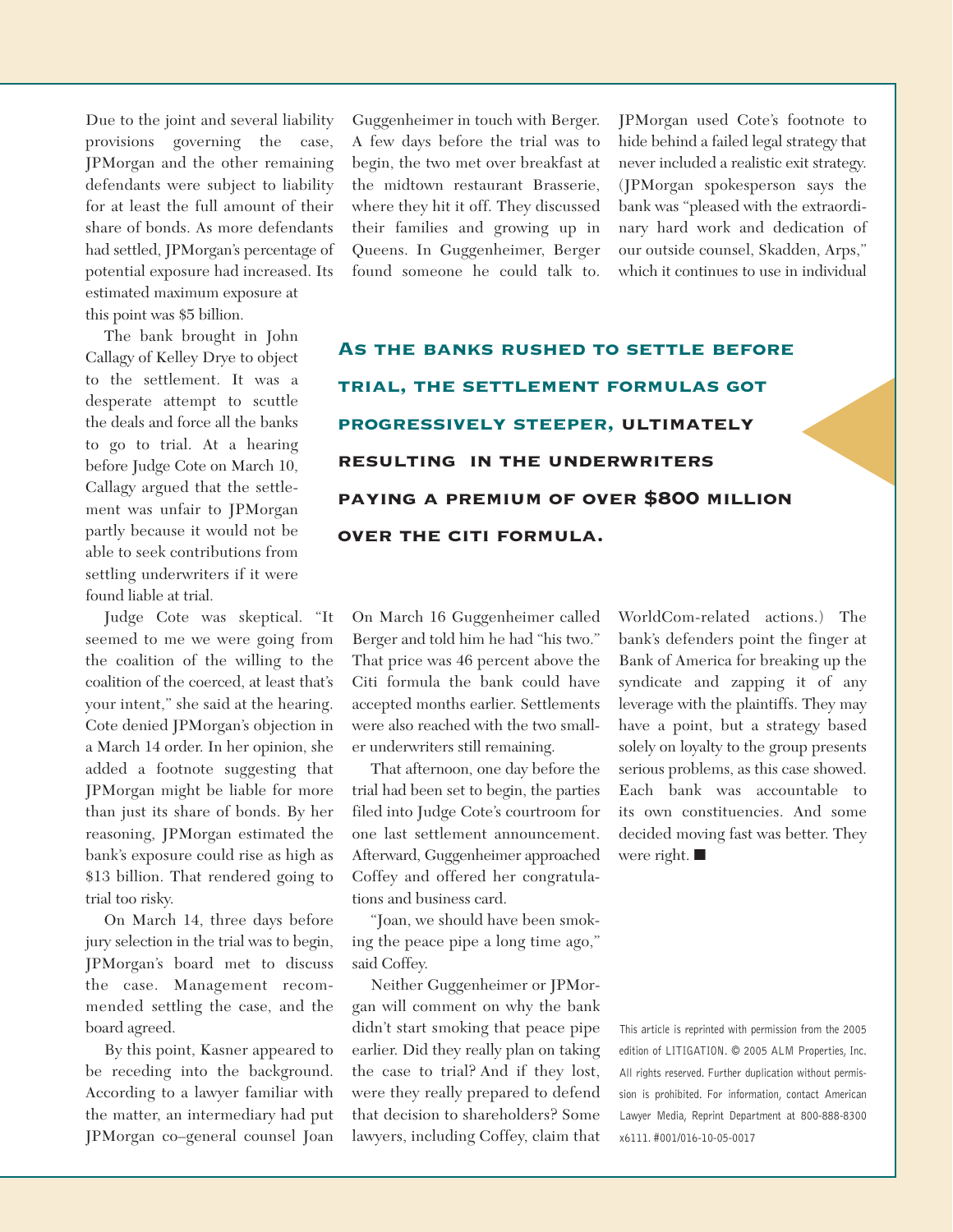Due to the joint and several liability provisions governing the case, JPMorgan and the other remaining defendants were subject to liability for at least the full amount of their share of bonds. As more defendants had settled, JPMorgan's percentage of potential exposure had increased. Its estimated maximum exposure at this point was $5 billion.

The bank brought in John Callagy of Kelley Drye to object to the settlement. It was a desperate attempt to scuttle the deals and force all the banks to go to trial. At a hearing before Judge Cote on March 10, Callagy argued that the settlement was unfair to JPMorgan partly because it would not be able to seek contributions from settling underwriters if it were found liable at trial.

Judge Cote was skeptical. "It seemed to me we were going from the coalition of the willing to the coalition of the coerced, at least that's your intent," she said at the hearing. Cote denied JPMorgan's objection in a March 14 order. In her opinion, she added a footnote suggesting that JPMorgan might be liable for more than just its share of bonds. By her reasoning, JPMorgan estimated the bank's exposure could rise as high as $13 billion. That rendered going to trial too risky.

On March 14, three days before jury selection in the trial was to begin, JPMorgan's board met to discuss the case. Management recommended settling the case, and the board agreed.

By this point, Kasner appeared to be receding into the background. According to a lawyer familiar with the matter, an intermediary had put JPMorgan co–general counsel Joan Guggenheimer in touch with Berger. A few days before the trial was to begin, the two met over breakfast at the midtown restaurant Brasserie, where they hit it off. They discussed their families and growing up in Queens. In Guggenheimer, Berger found someone he could talk to.

**As the banks rushed to settle before trial, the settlement formulas got progressively steeper, ultimately resulting in the underwriters paying a premium of over $800 million over the Citi formula.**

On March 16 Guggenheimer called Berger and told him he had "his two." That price was 46 percent above the Citi formula the bank could have accepted months earlier. Settlements were also reached with the two smaller underwriters still remaining.

That afternoon, one day before the trial had been set to begin, the parties filed into Judge Cote's courtroom for one last settlement announcement. Afterward, Guggenheimer approached Coffey and offered her congratulations and business card.

"Joan, we should have been smoking the peace pipe a long time ago," said Coffey.

Neither Guggenheimer or JPMorgan will comment on why the bank didn't start smoking that peace pipe earlier. Did they really plan on taking the case to trial? And if they lost, were they really prepared to defend that decision to shareholders? Some lawyers, including Coffey, claim that JPMorgan used Cote's footnote to hide behind a failed legal strategy that never included a realistic exit strategy. (JPMorgan spokesperson says the bank was "pleased with the extraordinary hard work and dedication of our outside counsel, Skadden, Arps," which it continues to use in individual WorldCom-related actions.) The bank's defenders point the finger at Bank of America for breaking up the syndicate and zapping it of any leverage with the plaintiffs. They may have a point, but a strategy based solely on loyalty to the group presents serious problems, as this case showed. Each bank was accountable to its own constituencies. And some decided moving fast was better. They were right. ■

This article is reprinted with permission from the 2005 edition of LITIGATION. © 2005 ALM Properties, Inc. All rights reserved. Further duplication without permission is prohibited. For information, contact American Lawyer Media, Reprint Department at 800-888-8300 x6111. #001/016-10-05-0017